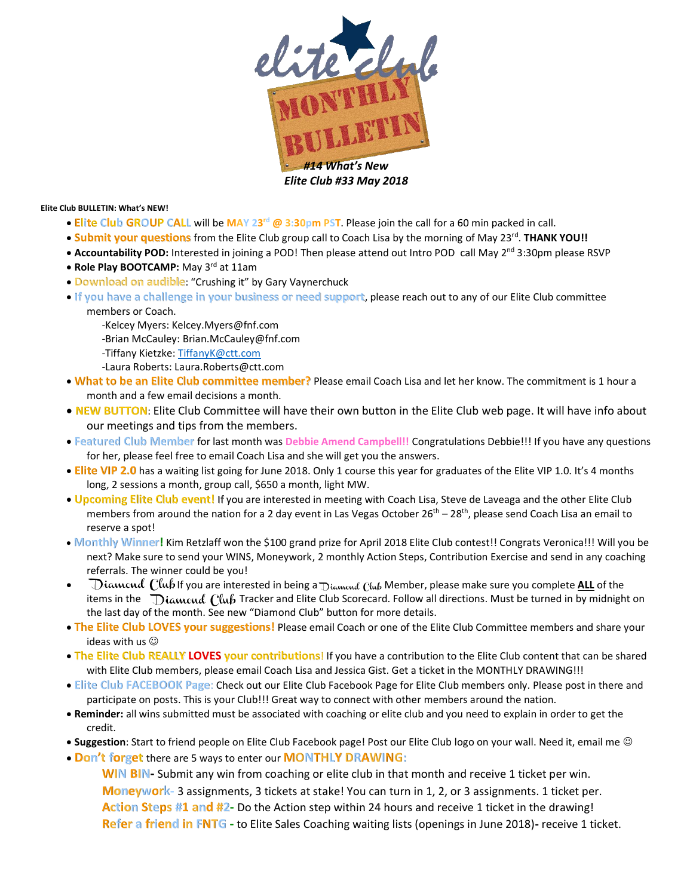# elite club MONTHLY BULLETIN

***#14 What's New***

***Elite Club #33 May 2018***

**Elite Club BULLETIN: What's NEW!**

- **Elite Club GROUP CALL** will be **MAY 23rd @ 3:30pm PST**. Please join the call for a 60 min packed in call.
- **Submit your questions** from the Elite Club group call to Coach Lisa by the morning of May 23rd. **THANK YOU!!**
- **Accountability POD:** Interested in joining a POD! Then please attend out Intro POD call May 2nd 3:30pm please RSVP
- **Role Play BOOTCAMP:** May 3rd at 11am
- **Download on audible**: "Crushing it" by Gary Vaynerchuck
- **If you have a challenge in your business or need support**, please reach out to any of our Elite Club committee members or Coach.
  - -Kelcey Myers: Kelcey.Myers@fnf.com
  - -Brian McCauley: Brian.McCauley@fnf.com
  - -Tiffany Kietzke: TiffanyK@ctt.com
  - -Laura Roberts: Laura.Roberts@ctt.com
- **What to be an Elite Club committee member?** Please email Coach Lisa and let her know. The commitment is 1 hour a month and a few email decisions a month.
- **NEW BUTTON**: Elite Club Committee will have their own button in the Elite Club web page. It will have info about our meetings and tips from the members.
- **Featured Club Member** for last month was **Debbie Amend Campbell!!** Congratulations Debbie!!! If you have any questions for her, please feel free to email Coach Lisa and she will get you the answers.
- **Elite VIP 2.0** has a waiting list going for June 2018. Only 1 course this year for graduates of the Elite VIP 1.0. It's 4 months long, 2 sessions a month, group call, $650 a month, light MW.
- **Upcoming Elite Club event!** If you are interested in meeting with Coach Lisa, Steve de Laveaga and the other Elite Club members from around the nation for a 2 day event in Las Vegas October 26th – 28th, please send Coach Lisa an email to reserve a spot!
- **Monthly Winner!** Kim Retzlaff won the $100 grand prize for April 2018 Elite Club contest!! Congrats Veronica!!! Will you be next? Make sure to send your WINS, Moneywork, 2 monthly Action Steps, Contribution Exercise and send in any coaching referrals. The winner could be you!
- **Diamond Club** If you are interested in being a Diamond Club Member, please make sure you complete **ALL** of the items in the Diamond Club Tracker and Elite Club Scorecard. Follow all directions. Must be turned in by midnight on the last day of the month. See new "Diamond Club" button for more details.
- **The Elite Club LOVES your suggestions!** Please email Coach or one of the Elite Club Committee members and share your ideas with us ☺
- **The Elite Club REALLY LOVES your contributions!** If you have a contribution to the Elite Club content that can be shared with Elite Club members, please email Coach Lisa and Jessica Gist. Get a ticket in the MONTHLY DRAWING!!!
- **Elite Club FACEBOOK Page:** Check out our Elite Club Facebook Page for Elite Club members only. Please post in there and participate on posts. This is your Club!!! Great way to connect with other members around the nation.
- **Reminder:** all wins submitted must be associated with coaching or elite club and you need to explain in order to get the credit.
- **Suggestion**: Start to friend people on Elite Club Facebook page! Post our Elite Club logo on your wall. Need it, email me ☺
- **Don't forget** there are 5 ways to enter our **MONTHLY DRAWING:**
  - **WIN BIN-** Submit any win from coaching or elite club in that month and receive 1 ticket per win.
  - **Moneywork-** 3 assignments, 3 tickets at stake! You can turn in 1, 2, or 3 assignments. 1 ticket per.
  - **Action Steps #1 and #2-** Do the Action step within 24 hours and receive 1 ticket in the drawing!
  - **Refer a friend in FNTG -** to Elite Sales Coaching waiting lists (openings in June 2018)**-** receive 1 ticket.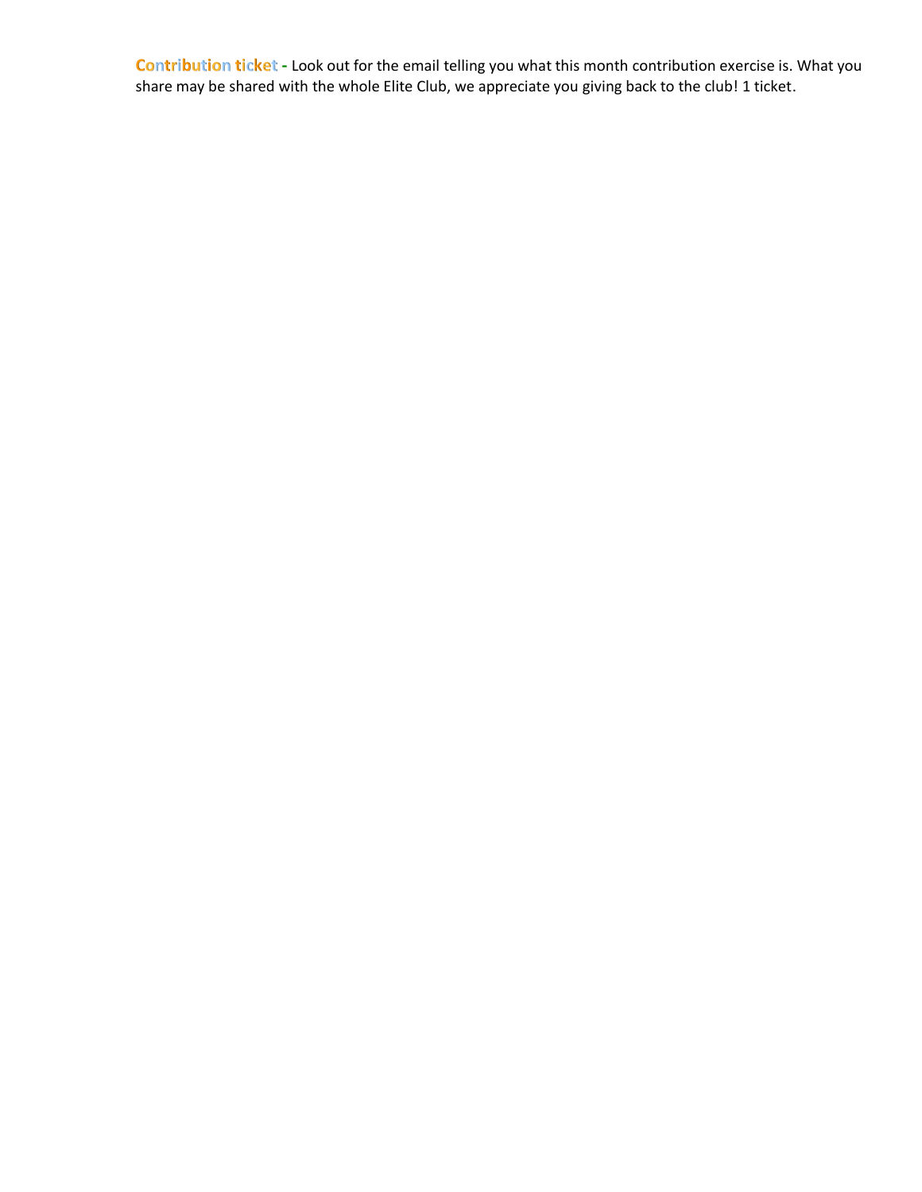**Contribution ticket -** Look out for the email telling you what this month contribution exercise is. What you share may be shared with the whole Elite Club, we appreciate you giving back to the club! 1 ticket.